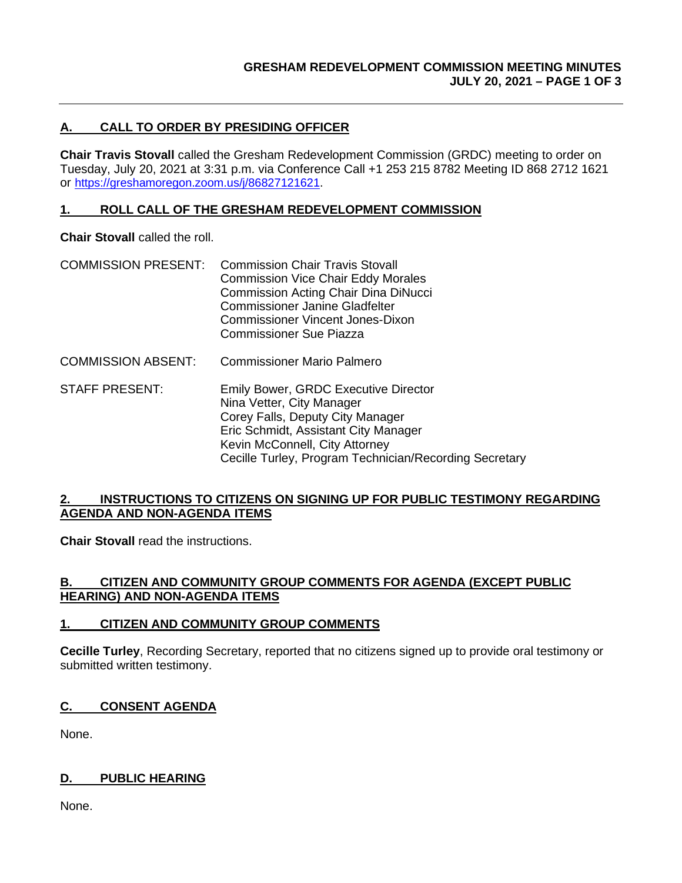## A. CALL TO ORDER BY PRESIDING OFFICER

**Chair Travis Stovall** called the Gresham Redevelopment Commission (GRDC) meeting to order on Tuesday, July 20, 2021 at 3:31 p.m. via Conference Call +1 253 215 8782 Meeting ID 868 2712 1621 or [https://greshamoregon.zoom.us/j/86827121621](https://greshamoregon.zoom.us/j/86827121621).

## 1. ROLL CALL OF THE GRESHAM REDEVELOPMENT COMMISSION

**Chair Stovall** called the roll.

COMMISSION PRESENT: Commission Chair Travis Stovall
Commission Vice Chair Eddy Morales
Commission Acting Chair Dina DiNucci
Commissioner Janine Gladfelter
Commissioner Vincent Jones-Dixon
Commissioner Sue Piazza

COMMISSION ABSENT: Commissioner Mario Palmero

STAFF PRESENT: Emily Bower, GRDC Executive Director
Nina Vetter, City Manager
Corey Falls, Deputy City Manager
Eric Schmidt, Assistant City Manager
Kevin McConnell, City Attorney
Cecille Turley, Program Technician/Recording Secretary

## 2. INSTRUCTIONS TO CITIZENS ON SIGNING UP FOR PUBLIC TESTIMONY REGARDING AGENDA AND NON-AGENDA ITEMS

**Chair Stovall** read the instructions.

## B. CITIZEN AND COMMUNITY GROUP COMMENTS FOR AGENDA (EXCEPT PUBLIC HEARING) AND NON-AGENDA ITEMS

## 1. CITIZEN AND COMMUNITY GROUP COMMENTS

**Cecille Turley**, Recording Secretary, reported that no citizens signed up to provide oral testimony or submitted written testimony.

## C. CONSENT AGENDA

None.

## D. PUBLIC HEARING

None.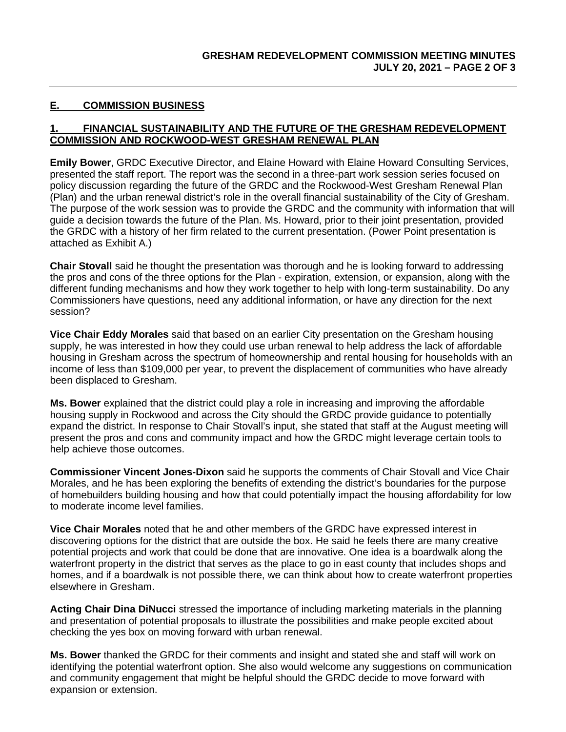## E. COMMISSION BUSINESS

### 1. FINANCIAL SUSTAINABILITY AND THE FUTURE OF THE GRESHAM REDEVELOPMENT COMMISSION AND ROCKWOOD-WEST GRESHAM RENEWAL PLAN

**Emily Bower**, GRDC Executive Director, and Elaine Howard with Elaine Howard Consulting Services, presented the staff report. The report was the second in a three-part work session series focused on policy discussion regarding the future of the GRDC and the Rockwood-West Gresham Renewal Plan (Plan) and the urban renewal district's role in the overall financial sustainability of the City of Gresham. The purpose of the work session was to provide the GRDC and the community with information that will guide a decision towards the future of the Plan. Ms. Howard, prior to their joint presentation, provided the GRDC with a history of her firm related to the current presentation. (Power Point presentation is attached as Exhibit A.)

**Chair Stovall** said he thought the presentation was thorough and he is looking forward to addressing the pros and cons of the three options for the Plan - expiration, extension, or expansion, along with the different funding mechanisms and how they work together to help with long-term sustainability. Do any Commissioners have questions, need any additional information, or have any direction for the next session?

**Vice Chair Eddy Morales** said that based on an earlier City presentation on the Gresham housing supply, he was interested in how they could use urban renewal to help address the lack of affordable housing in Gresham across the spectrum of homeownership and rental housing for households with an income of less than $109,000 per year, to prevent the displacement of communities who have already been displaced to Gresham.

**Ms. Bower** explained that the district could play a role in increasing and improving the affordable housing supply in Rockwood and across the City should the GRDC provide guidance to potentially expand the district. In response to Chair Stovall's input, she stated that staff at the August meeting will present the pros and cons and community impact and how the GRDC might leverage certain tools to help achieve those outcomes.

**Commissioner Vincent Jones-Dixon** said he supports the comments of Chair Stovall and Vice Chair Morales, and he has been exploring the benefits of extending the district's boundaries for the purpose of homebuilders building housing and how that could potentially impact the housing affordability for low to moderate income level families.

**Vice Chair Morales** noted that he and other members of the GRDC have expressed interest in discovering options for the district that are outside the box. He said he feels there are many creative potential projects and work that could be done that are innovative. One idea is a boardwalk along the waterfront property in the district that serves as the place to go in east county that includes shops and homes, and if a boardwalk is not possible there, we can think about how to create waterfront properties elsewhere in Gresham.

**Acting Chair Dina DiNucci** stressed the importance of including marketing materials in the planning and presentation of potential proposals to illustrate the possibilities and make people excited about checking the yes box on moving forward with urban renewal.

**Ms. Bower** thanked the GRDC for their comments and insight and stated she and staff will work on identifying the potential waterfront option. She also would welcome any suggestions on communication and community engagement that might be helpful should the GRDC decide to move forward with expansion or extension.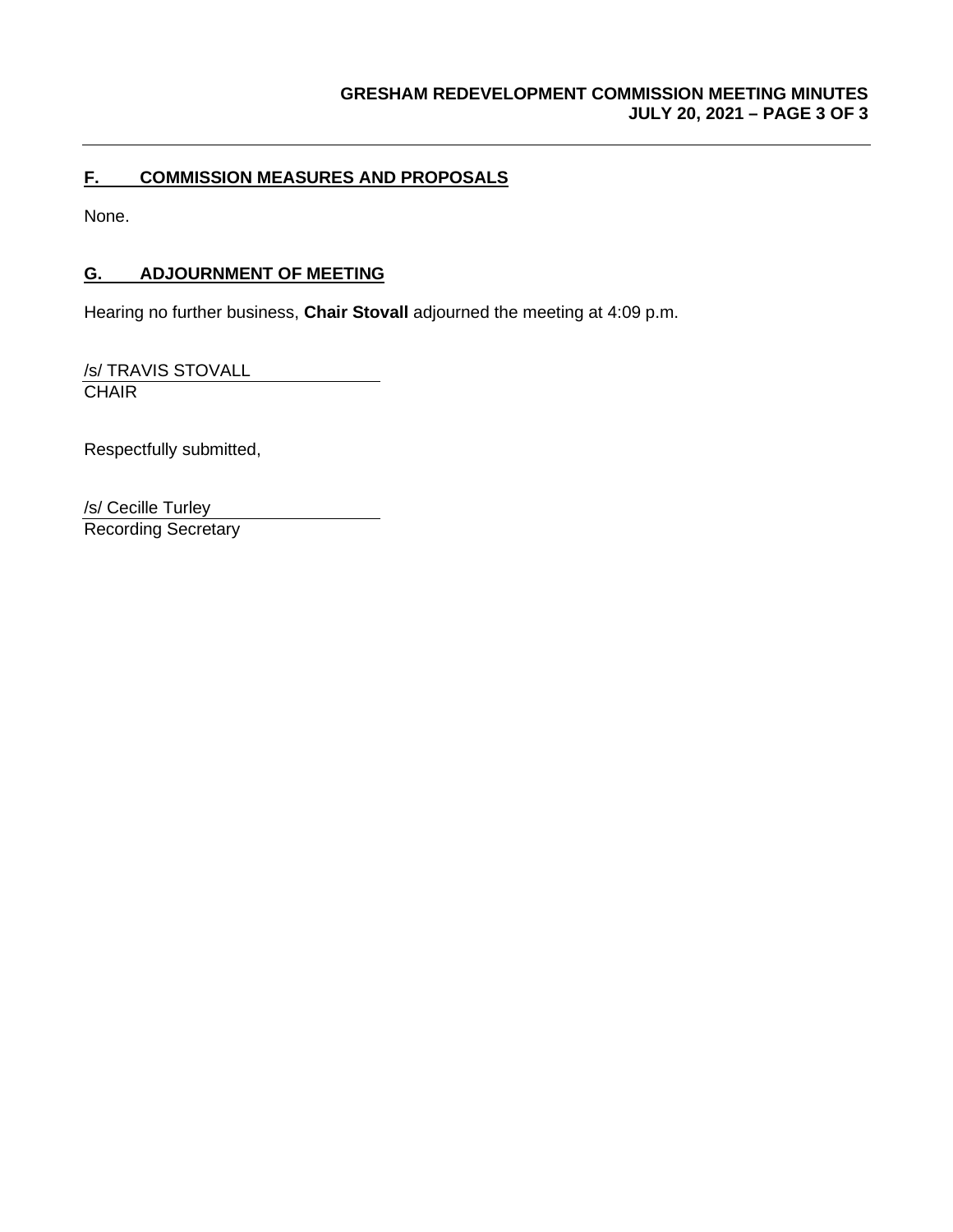## F. COMMISSION MEASURES AND PROPOSALS

None.

## G. ADJOURNMENT OF MEETING

Hearing no further business, **Chair Stovall** adjourned the meeting at 4:09 p.m.

/s/ TRAVIS STOVALL
CHAIR

Respectfully submitted,

/s/ Cecille Turley
Recording Secretary